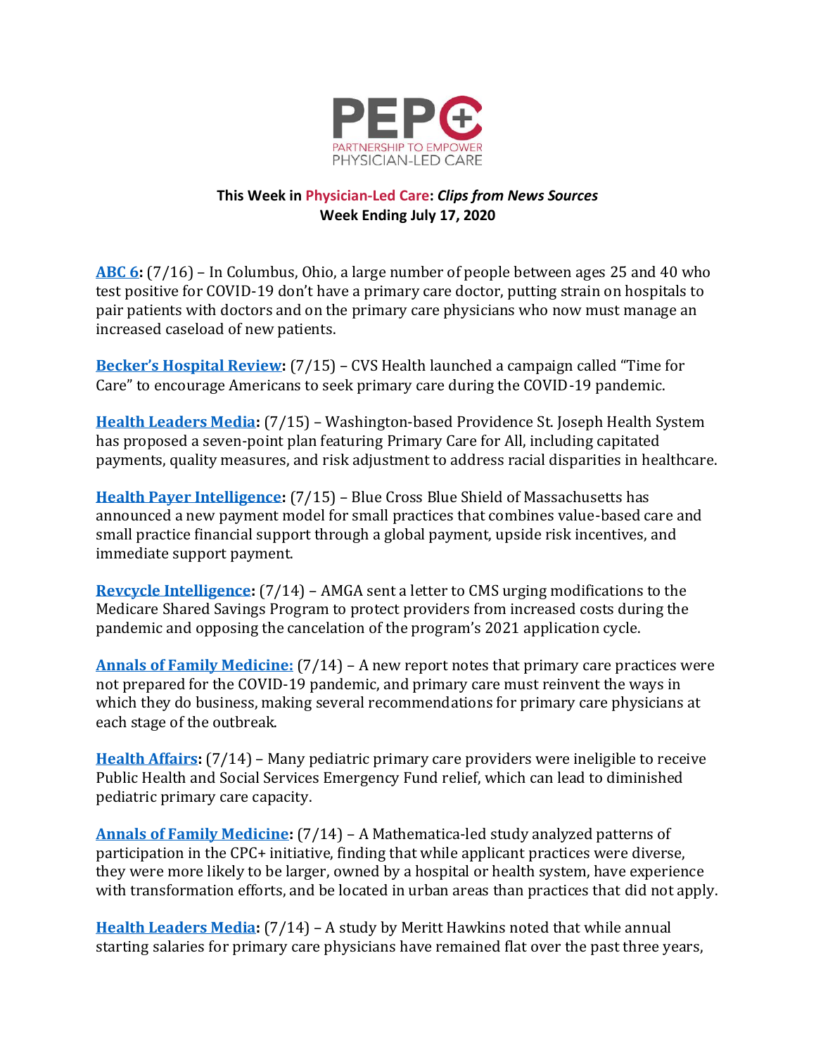PEPC

PARTNERSHIP TO EMPOWER PHYSICIAN-LED CARE

**This Week in Physician-Led Care: *Clips from News Sources***
**Week Ending July 17, 2020**

**ABC 6:** (7/16) – In Columbus, Ohio, a large number of people between ages 25 and 40 who test positive for COVID-19 don't have a primary care doctor, putting strain on hospitals to pair patients with doctors and on the primary care physicians who now must manage an increased caseload of new patients.

**Becker's Hospital Review:** (7/15) – CVS Health launched a campaign called "Time for Care" to encourage Americans to seek primary care during the COVID-19 pandemic.

**Health Leaders Media:** (7/15) – Washington-based Providence St. Joseph Health System has proposed a seven-point plan featuring Primary Care for All, including capitated payments, quality measures, and risk adjustment to address racial disparities in healthcare.

**Health Payer Intelligence:** (7/15) – Blue Cross Blue Shield of Massachusetts has announced a new payment model for small practices that combines value-based care and small practice financial support through a global payment, upside risk incentives, and immediate support payment.

**Revcycle Intelligence:** (7/14) – AMGA sent a letter to CMS urging modifications to the Medicare Shared Savings Program to protect providers from increased costs during the pandemic and opposing the cancelation of the program's 2021 application cycle.

**Annals of Family Medicine:** (7/14) – A new report notes that primary care practices were not prepared for the COVID-19 pandemic, and primary care must reinvent the ways in which they do business, making several recommendations for primary care physicians at each stage of the outbreak.

**Health Affairs:** (7/14) – Many pediatric primary care providers were ineligible to receive Public Health and Social Services Emergency Fund relief, which can lead to diminished pediatric primary care capacity.

**Annals of Family Medicine:** (7/14) – A Mathematica-led study analyzed patterns of participation in the CPC+ initiative, finding that while applicant practices were diverse, they were more likely to be larger, owned by a hospital or health system, have experience with transformation efforts, and be located in urban areas than practices that did not apply.

**Health Leaders Media:** (7/14) – A study by Meritt Hawkins noted that while annual starting salaries for primary care physicians have remained flat over the past three years,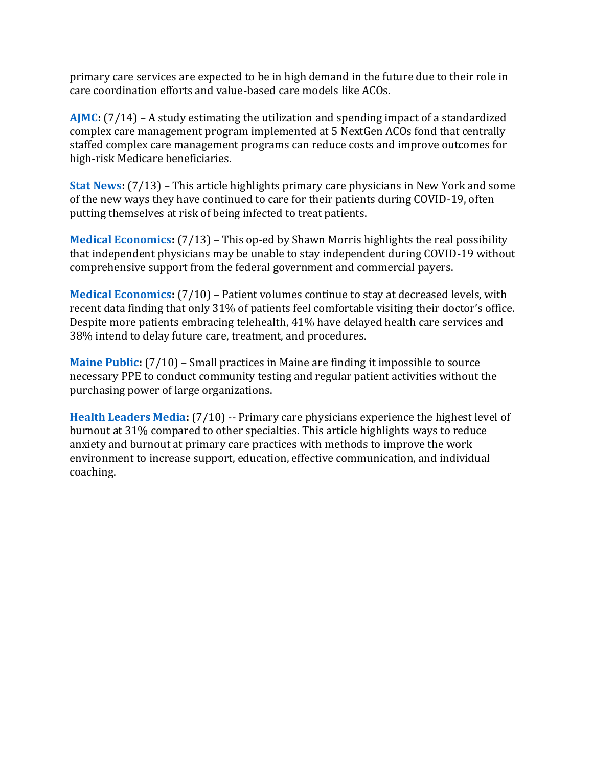primary care services are expected to be in high demand in the future due to their role in care coordination efforts and value-based care models like ACOs.

**AJMC:** (7/14) – A study estimating the utilization and spending impact of a standardized complex care management program implemented at 5 NextGen ACOs fond that centrally staffed complex care management programs can reduce costs and improve outcomes for high-risk Medicare beneficiaries.

**Stat News:** (7/13) – This article highlights primary care physicians in New York and some of the new ways they have continued to care for their patients during COVID-19, often putting themselves at risk of being infected to treat patients.

**Medical Economics:** (7/13) – This op-ed by Shawn Morris highlights the real possibility that independent physicians may be unable to stay independent during COVID-19 without comprehensive support from the federal government and commercial payers.

**Medical Economics:** (7/10) – Patient volumes continue to stay at decreased levels, with recent data finding that only 31% of patients feel comfortable visiting their doctor's office. Despite more patients embracing telehealth, 41% have delayed health care services and 38% intend to delay future care, treatment, and procedures.

**Maine Public:** (7/10) – Small practices in Maine are finding it impossible to source necessary PPE to conduct community testing and regular patient activities without the purchasing power of large organizations.

**Health Leaders Media:** (7/10) -- Primary care physicians experience the highest level of burnout at 31% compared to other specialties. This article highlights ways to reduce anxiety and burnout at primary care practices with methods to improve the work environment to increase support, education, effective communication, and individual coaching.